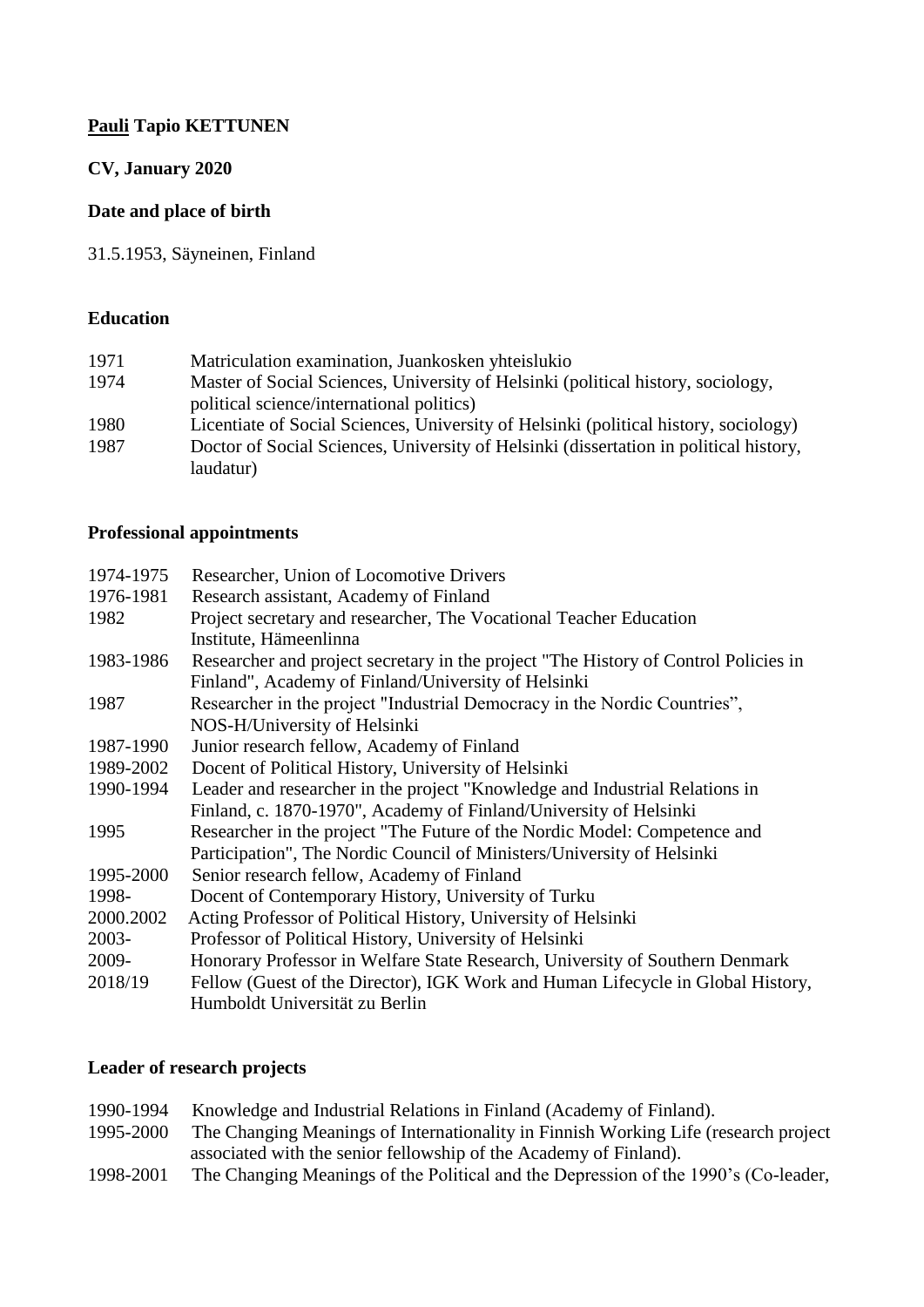**Pauli Tapio KETTUNEN**

**CV, January 2020**

**Date and place of birth**

31.5.1953, Säyneinen, Finland

**Education**

| | |
|---|---|
| 1971 | Matriculation examination, Juankosken yhteislukio |
| 1974 | Master of Social Sciences, University of Helsinki (political history, sociology, political science/international politics) |
| 1980 | Licentiate of Social Sciences, University of Helsinki (political history, sociology) |
| 1987 | Doctor of Social Sciences, University of Helsinki (dissertation in political history, laudatur) |

**Professional appointments**

| | |
|---|---|
| 1974-1975 | Researcher, Union of Locomotive Drivers |
| 1976-1981 | Research assistant, Academy of Finland |
| 1982 | Project secretary and researcher, The Vocational Teacher Education Institute, Hämeenlinna |
| 1983-1986 | Researcher and project secretary in the project "The History of Control Policies in Finland", Academy of Finland/University of Helsinki |
| 1987 | Researcher in the project "Industrial Democracy in the Nordic Countries", NOS-H/University of Helsinki |
| 1987-1990 | Junior research fellow, Academy of Finland |
| 1989-2002 | Docent of Political History, University of Helsinki |
| 1990-1994 | Leader and researcher in the project "Knowledge and Industrial Relations in Finland, c. 1870-1970", Academy of Finland/University of Helsinki |
| 1995 | Researcher in the project "The Future of the Nordic Model: Competence and Participation", The Nordic Council of Ministers/University of Helsinki |
| 1995-2000 | Senior research fellow, Academy of Finland |
| 1998- | Docent of Contemporary History, University of Turku |
| 2000.2002 | Acting Professor of Political History, University of Helsinki |
| 2003- | Professor of Political History, University of Helsinki |
| 2009- | Honorary Professor in Welfare State Research, University of Southern Denmark |
| 2018/19 | Fellow (Guest of the Director), IGK Work and Human Lifecycle in Global History, Humboldt Universität zu Berlin |

**Leader of research projects**

| | |
|---|---|
| 1990-1994 | Knowledge and Industrial Relations in Finland (Academy of Finland). |
| 1995-2000 | The Changing Meanings of Internationality in Finnish Working Life (research project associated with the senior fellowship of the Academy of Finland). |
| 1998-2001 | The Changing Meanings of the Political and the Depression of the 1990's (Co-leader, |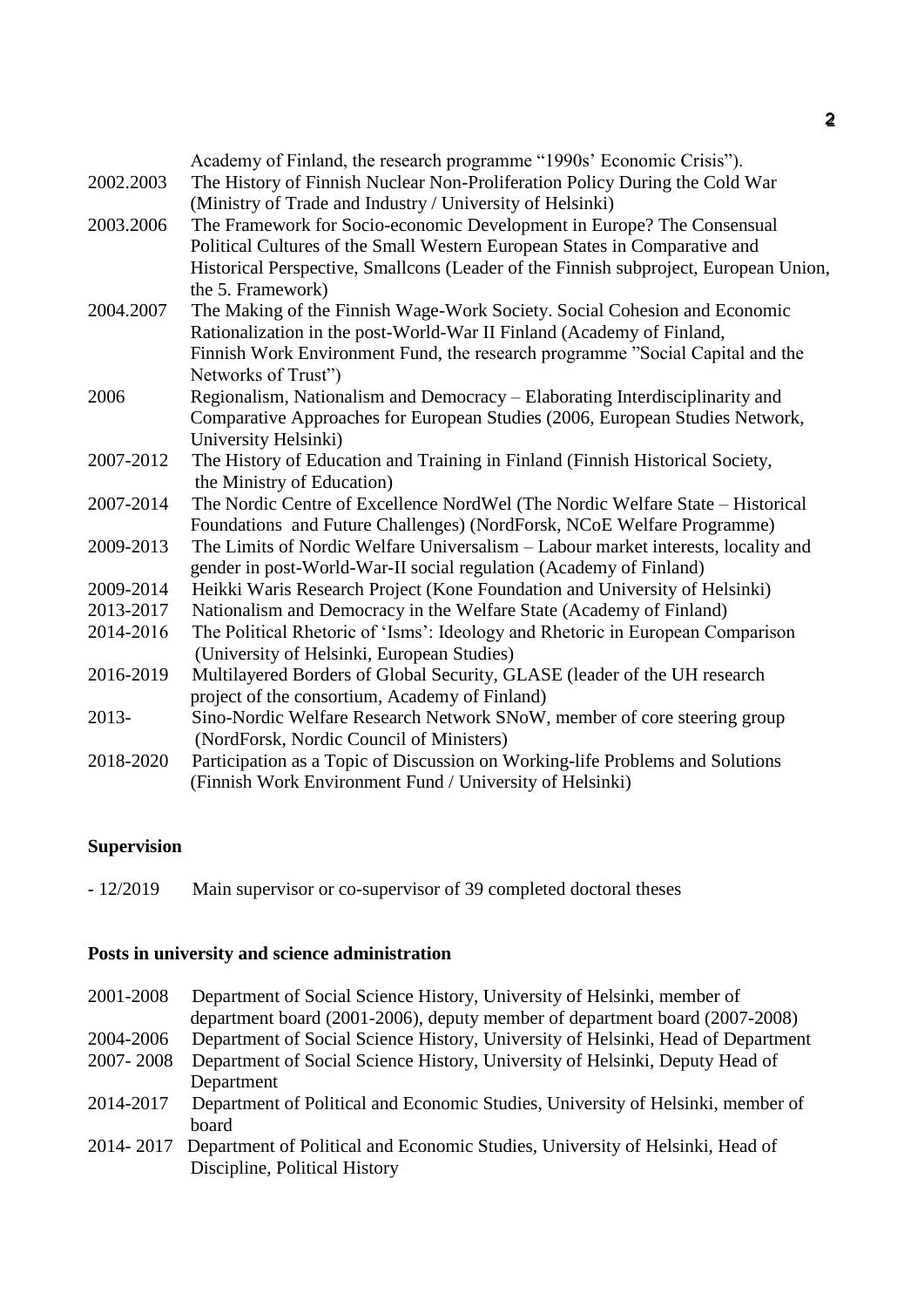Academy of Finland, the research programme "1990s' Economic Crisis").

2002.2003 The History of Finnish Nuclear Non-Proliferation Policy During the Cold War (Ministry of Trade and Industry / University of Helsinki)

2003.2006 The Framework for Socio-economic Development in Europe? The Consensual Political Cultures of the Small Western European States in Comparative and Historical Perspective, Smallcons (Leader of the Finnish subproject, European Union, the 5. Framework)

2004.2007 The Making of the Finnish Wage-Work Society. Social Cohesion and Economic Rationalization in the post-World-War II Finland (Academy of Finland, Finnish Work Environment Fund, the research programme "Social Capital and the Networks of Trust")

2006 Regionalism, Nationalism and Democracy – Elaborating Interdisciplinarity and Comparative Approaches for European Studies (2006, European Studies Network, University Helsinki)

2007-2012 The History of Education and Training in Finland (Finnish Historical Society, the Ministry of Education)

2007-2014 The Nordic Centre of Excellence NordWel (The Nordic Welfare State – Historical Foundations and Future Challenges) (NordForsk, NCoE Welfare Programme)

2009-2013 The Limits of Nordic Welfare Universalism – Labour market interests, locality and gender in post-World-War-II social regulation (Academy of Finland)

2009-2014 Heikki Waris Research Project (Kone Foundation and University of Helsinki)

2013-2017 Nationalism and Democracy in the Welfare State (Academy of Finland)

2014-2016 The Political Rhetoric of 'Isms': Ideology and Rhetoric in European Comparison (University of Helsinki, European Studies)

2016-2019 Multilayered Borders of Global Security, GLASE (leader of the UH research project of the consortium, Academy of Finland)

2013- Sino-Nordic Welfare Research Network SNoW, member of core steering group (NordForsk, Nordic Council of Ministers)

2018-2020 Participation as a Topic of Discussion on Working-life Problems and Solutions (Finnish Work Environment Fund / University of Helsinki)

## Supervision

- 12/2019 Main supervisor or co-supervisor of 39 completed doctoral theses

## Posts in university and science administration

2001-2008 Department of Social Science History, University of Helsinki, member of department board (2001-2006), deputy member of department board (2007-2008)

2004-2006 Department of Social Science History, University of Helsinki, Head of Department

2007- 2008 Department of Social Science History, University of Helsinki, Deputy Head of Department

2014-2017 Department of Political and Economic Studies, University of Helsinki, member of board

2014- 2017 Department of Political and Economic Studies, University of Helsinki, Head of Discipline, Political History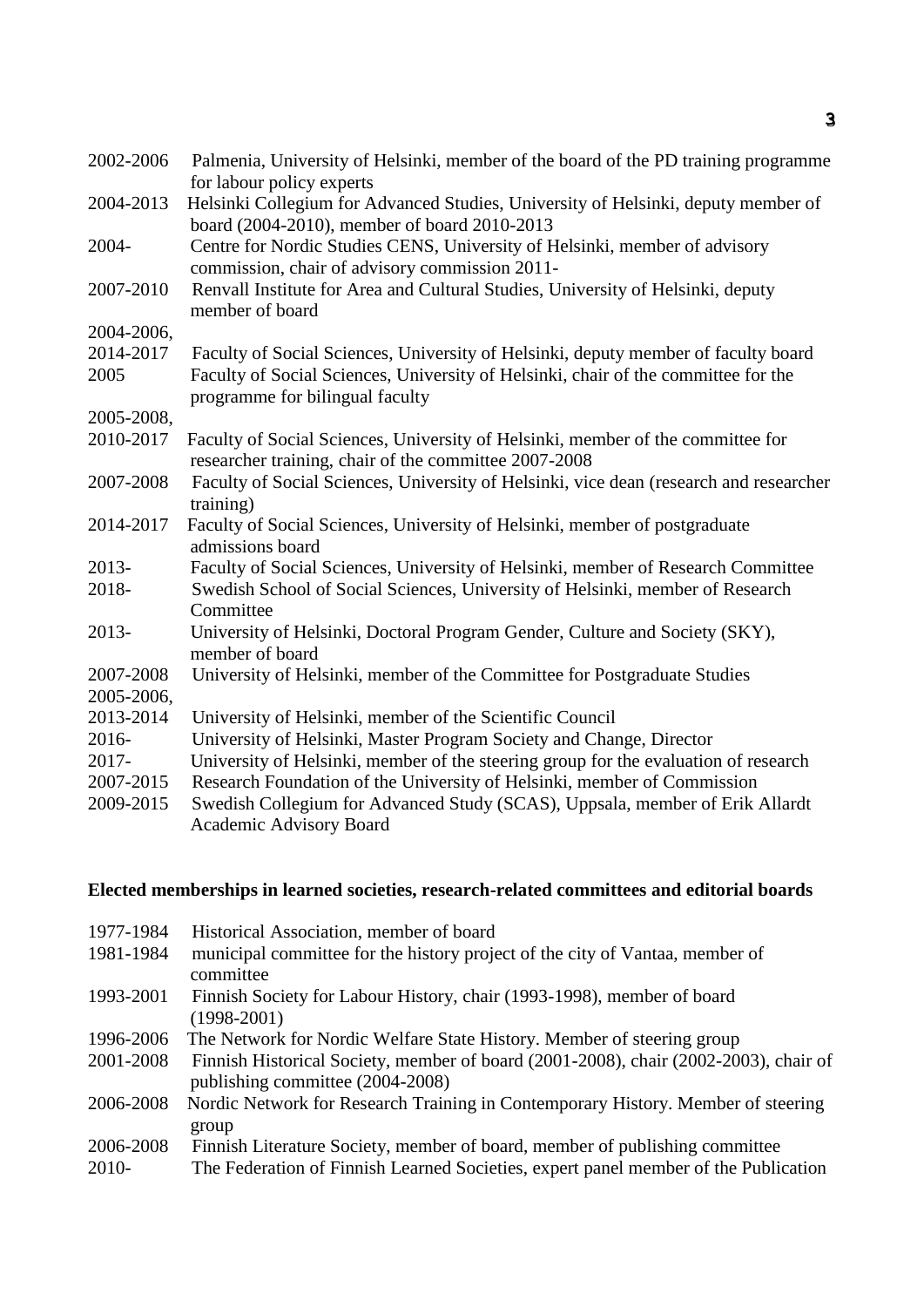| | |
|---|---|
| 2002-2006 | Palmenia, University of Helsinki, member of the board of the PD training programme for labour policy experts |
| 2004-2013 | Helsinki Collegium for Advanced Studies, University of Helsinki, deputy member of board (2004-2010), member of board 2010-2013 |
| 2004- | Centre for Nordic Studies CENS, University of Helsinki, member of advisory commission, chair of advisory commission 2011- |
| 2007-2010 | Renvall Institute for Area and Cultural Studies, University of Helsinki, deputy member of board |
| 2004-2006, 2014-2017 | Faculty of Social Sciences, University of Helsinki, deputy member of faculty board |
| 2005 | Faculty of Social Sciences, University of Helsinki, chair of the committee for the programme for bilingual faculty |
| 2005-2008, 2010-2017 | Faculty of Social Sciences, University of Helsinki, member of the committee for researcher training, chair of the committee 2007-2008 |
| 2007-2008 | Faculty of Social Sciences, University of Helsinki, vice dean (research and researcher training) |
| 2014-2017 | Faculty of Social Sciences, University of Helsinki, member of postgraduate admissions board |
| 2013- | Faculty of Social Sciences, University of Helsinki, member of Research Committee |
| 2018- | Swedish School of Social Sciences, University of Helsinki, member of Research Committee |
| 2013- | University of Helsinki, Doctoral Program Gender, Culture and Society (SKY), member of board |
| 2007-2008 | University of Helsinki, member of the Committee for Postgraduate Studies |
| 2005-2006, 2013-2014 | University of Helsinki, member of the Scientific Council |
| 2016- | University of Helsinki, Master Program Society and Change, Director |
| 2017- | University of Helsinki, member of the steering group for the evaluation of research |
| 2007-2015 | Research Foundation of the University of Helsinki, member of Commission |
| 2009-2015 | Swedish Collegium for Advanced Study (SCAS), Uppsala, member of Erik Allardt Academic Advisory Board |

**Elected memberships in learned societies, research-related committees and editorial boards**

| | |
|---|---|
| 1977-1984 | Historical Association, member of board |
| 1981-1984 | municipal committee for the history project of the city of Vantaa, member of committee |
| 1993-2001 | Finnish Society for Labour History, chair (1993-1998), member of board (1998-2001) |
| 1996-2006 | The Network for Nordic Welfare State History. Member of steering group |
| 2001-2008 | Finnish Historical Society, member of board (2001-2008), chair (2002-2003), chair of publishing committee (2004-2008) |
| 2006-2008 | Nordic Network for Research Training in Contemporary History. Member of steering group |
| 2006-2008 | Finnish Literature Society, member of board, member of publishing committee |
| 2010- | The Federation of Finnish Learned Societies, expert panel member of the Publication |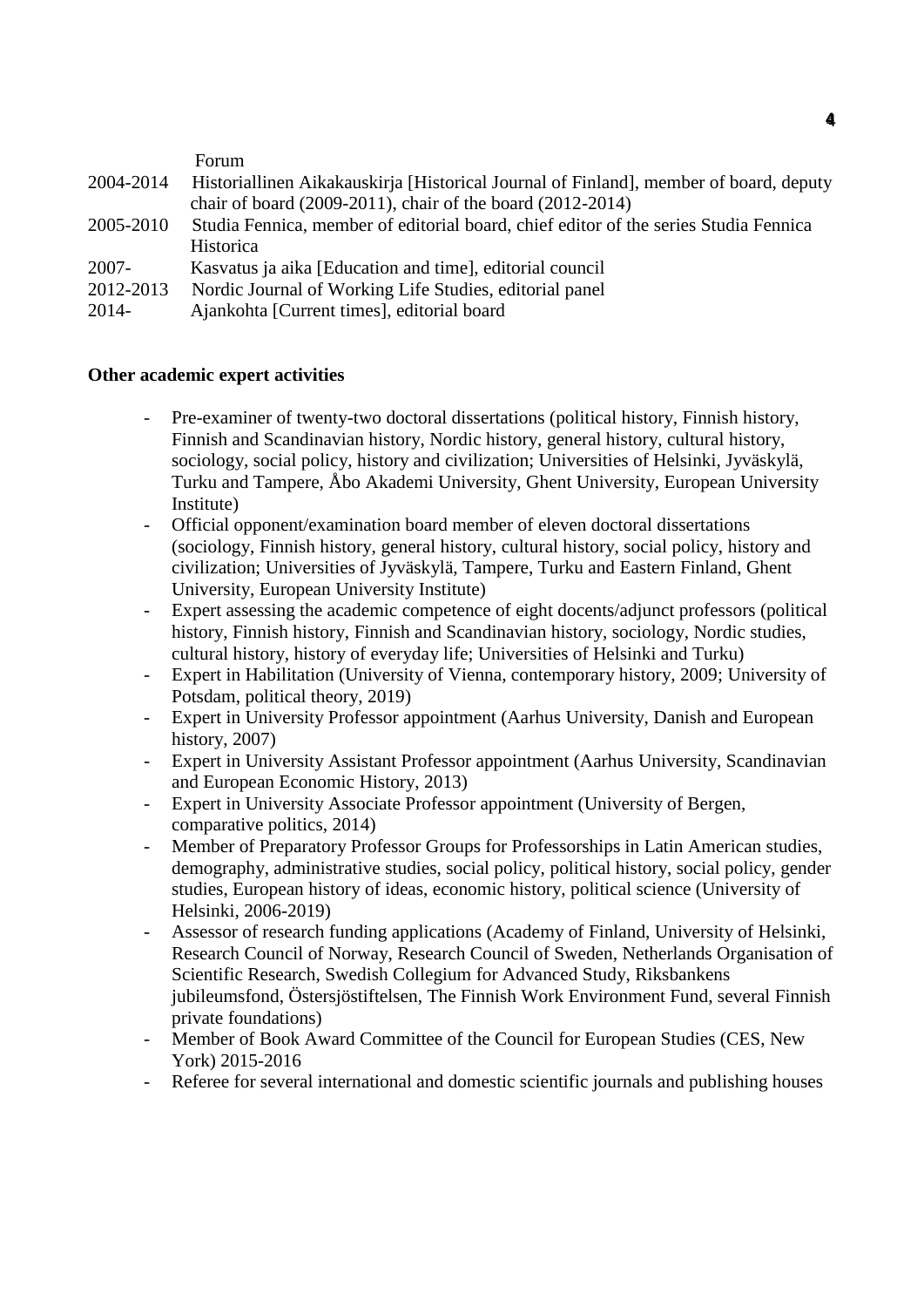Forum

2004-2014 Historiallinen Aikakauskirja [Historical Journal of Finland], member of board, deputy chair of board (2009-2011), chair of the board (2012-2014)

2005-2010 Studia Fennica, member of editorial board, chief editor of the series Studia Fennica Historica

2007- Kasvatus ja aika [Education and time], editorial council

2012-2013 Nordic Journal of Working Life Studies, editorial panel

2014- Ajankohta [Current times], editorial board

**Other academic expert activities**

- Pre-examiner of twenty-two doctoral dissertations (political history, Finnish history, Finnish and Scandinavian history, Nordic history, general history, cultural history, sociology, social policy, history and civilization; Universities of Helsinki, Jyväskylä, Turku and Tampere, Åbo Akademi University, Ghent University, European University Institute)
- Official opponent/examination board member of eleven doctoral dissertations (sociology, Finnish history, general history, cultural history, social policy, history and civilization; Universities of Jyväskylä, Tampere, Turku and Eastern Finland, Ghent University, European University Institute)
- Expert assessing the academic competence of eight docents/adjunct professors (political history, Finnish history, Finnish and Scandinavian history, sociology, Nordic studies, cultural history, history of everyday life; Universities of Helsinki and Turku)
- Expert in Habilitation (University of Vienna, contemporary history, 2009; University of Potsdam, political theory, 2019)
- Expert in University Professor appointment (Aarhus University, Danish and European history, 2007)
- Expert in University Assistant Professor appointment (Aarhus University, Scandinavian and European Economic History, 2013)
- Expert in University Associate Professor appointment (University of Bergen, comparative politics, 2014)
- Member of Preparatory Professor Groups for Professorships in Latin American studies, demography, administrative studies, social policy, political history, social policy, gender studies, European history of ideas, economic history, political science (University of Helsinki, 2006-2019)
- Assessor of research funding applications (Academy of Finland, University of Helsinki, Research Council of Norway, Research Council of Sweden, Netherlands Organisation of Scientific Research, Swedish Collegium for Advanced Study, Riksbankens jubileumsfond, Östersjöstiftelsen, The Finnish Work Environment Fund, several Finnish private foundations)
- Member of Book Award Committee of the Council for European Studies (CES, New York) 2015-2016
- Referee for several international and domestic scientific journals and publishing houses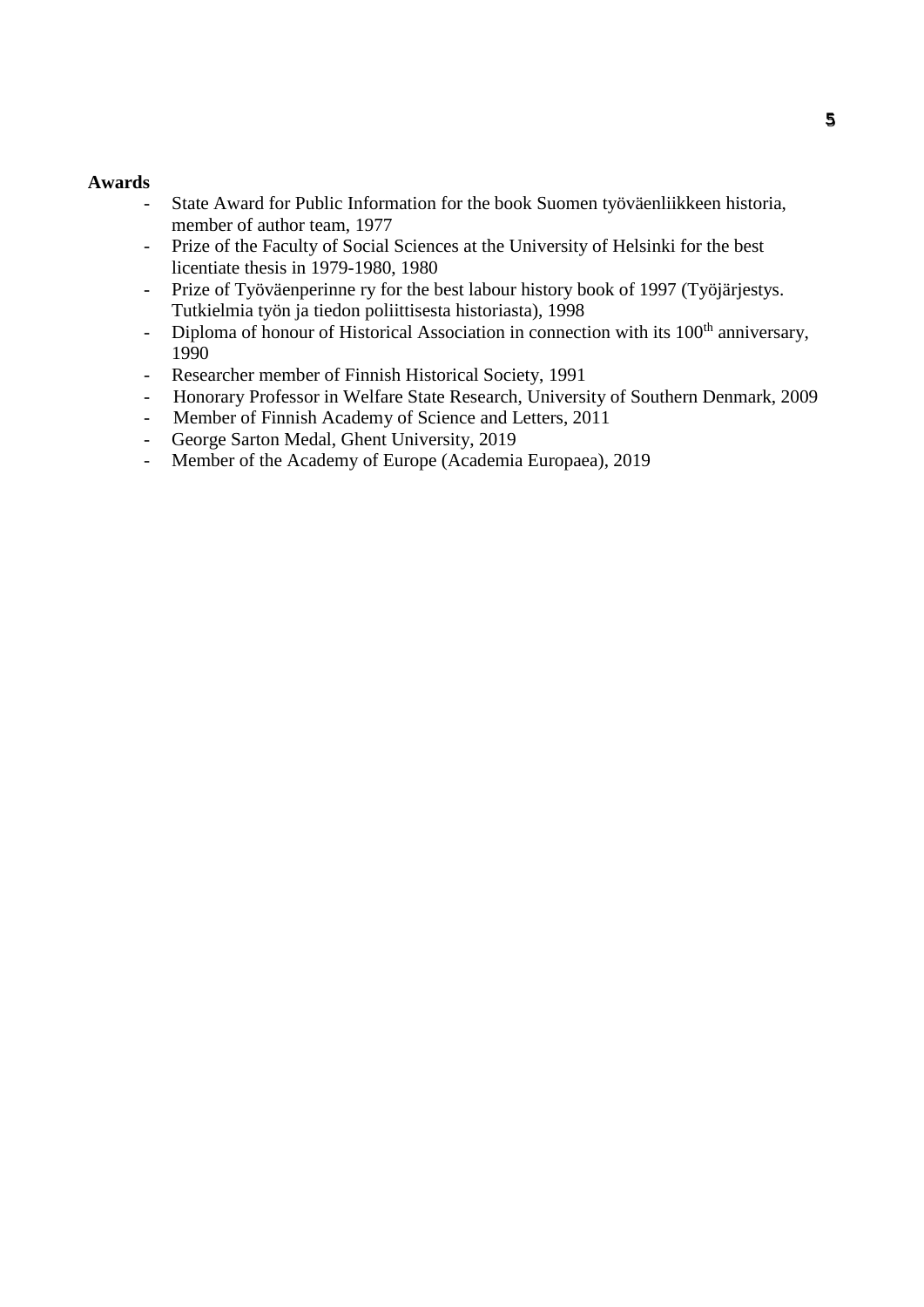**Awards**

- State Award for Public Information for the book Suomen työväenliikkeen historia, member of author team, 1977
- Prize of the Faculty of Social Sciences at the University of Helsinki for the best licentiate thesis in 1979-1980, 1980
- Prize of Työväenperinne ry for the best labour history book of 1997 (Työjärjestys. Tutkielmia työn ja tiedon poliittisesta historiasta), 1998
- Diploma of honour of Historical Association in connection with its 100th anniversary, 1990
- Researcher member of Finnish Historical Society, 1991
- Honorary Professor in Welfare State Research, University of Southern Denmark, 2009
- Member of Finnish Academy of Science and Letters, 2011
- George Sarton Medal, Ghent University, 2019
- Member of the Academy of Europe (Academia Europaea), 2019